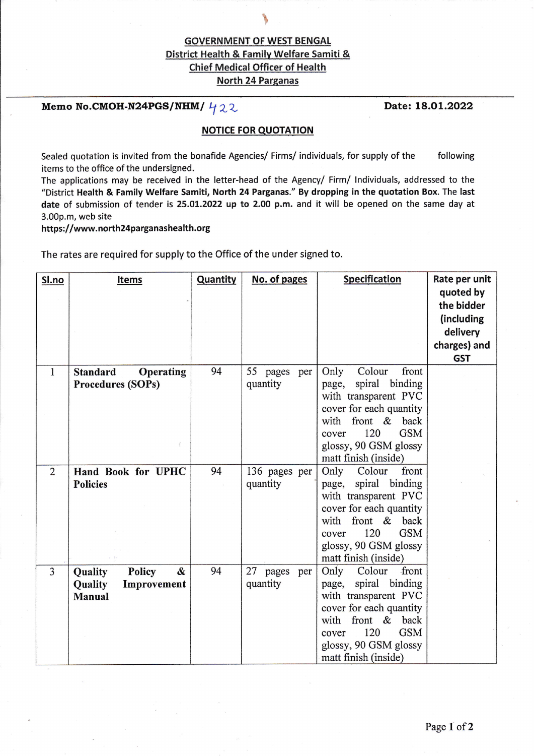**GOVERNMENT OF WEST BENGAL**
**District Health & Family Welfare Samiti &**
**Chief Medical Officer of Health**
**North 24 Parganas**

**Memo No.CMOH-N24PGS/NHM/ 422** **Date: 18.01.2022**

## NOTICE FOR QUOTATION

Sealed quotation is invited from the bonafide Agencies/ Firms/ individuals, for supply of the following items to the office of the undersigned.

The applications may be received in the letter-head of the Agency/ Firm/ Individuals, addressed to the "District **Health & Family Welfare Samiti, North 24 Parganas." By dropping in the quotation Box.** The **last date** of submission of tender is **25.01.2022 up to 2.00 p.m.** and it will be opened on the same day at 3.00p.m, web site

**https://www.north24parganashealth.org**

The rates are required for supply to the Office of the under signed to.

| Sl.no | Items | Quantity | No. of pages | Specification | Rate per unit quoted by the bidder (including delivery charges) and GST |
|---|---|---|---|---|---|
| 1 | **Standard Operating Procedures (SOPs)** | 94 | 55 pages per quantity | Only Colour front page, spiral binding with transparent PVC cover for each quantity with front & back cover 120 GSM glossy, 90 GSM glossy matt finish (inside) | |
| 2 | **Hand Book for UPHC Policies** | 94 | 136 pages per quantity | Only Colour front page, spiral binding with transparent PVC cover for each quantity with front & back cover 120 GSM glossy, 90 GSM glossy matt finish (inside) | |
| 3 | **Quality Policy & Quality Improvement Manual** | 94 | 27 pages per quantity | Only Colour front page, spiral binding with transparent PVC cover for each quantity with front & back cover 120 GSM glossy, 90 GSM glossy matt finish (inside) | |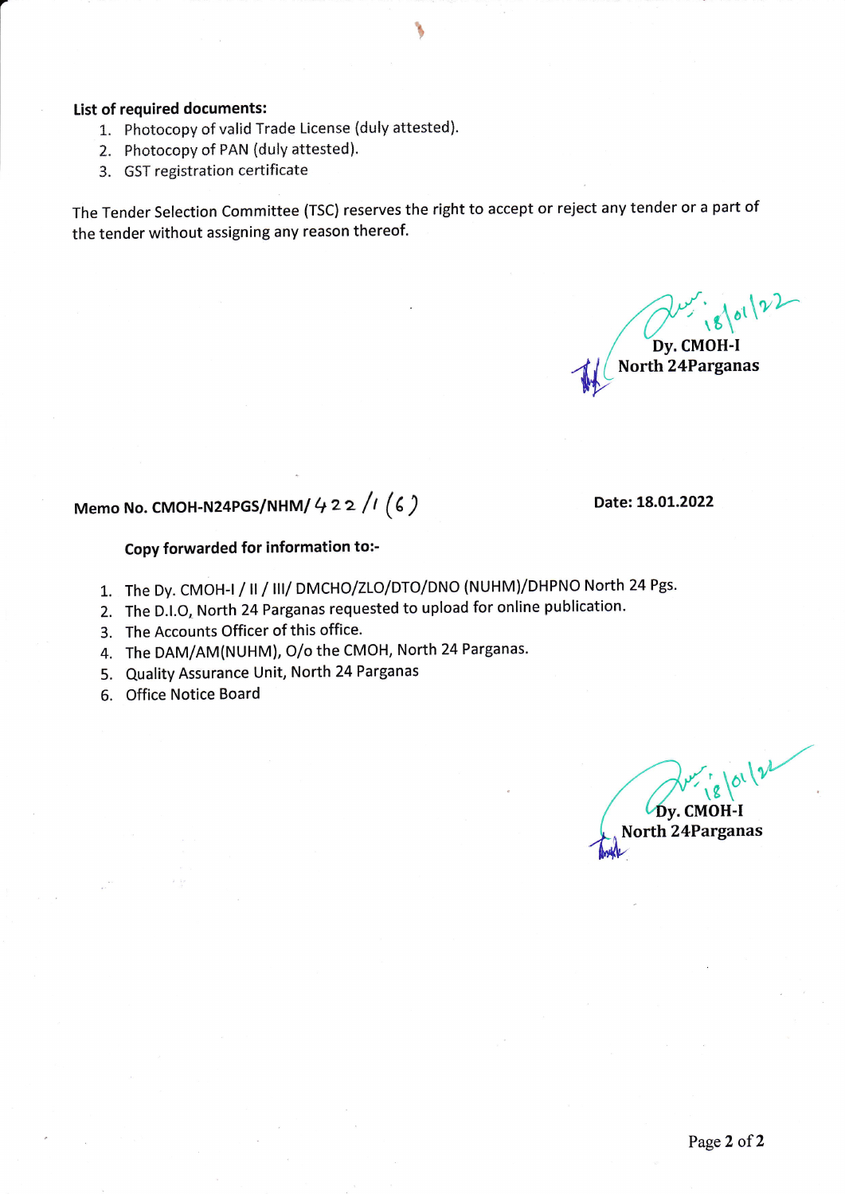**List of required documents:**

1. Photocopy of valid Trade License (duly attested).
2. Photocopy of PAN (duly attested).
3. GST registration certificate

The Tender Selection Committee (TSC) reserves the right to accept or reject any tender or a part of the tender without assigning any reason thereof.

18/01/22

**Dy. CMOH-I**
**North 24Parganas**

**Memo No. CMOH-N24PGS/NHM/ 422 /1 (6)** **Date: 18.01.2022**

**Copy forwarded for information to:-**

1. The Dy. CMOH-I / II / III/ DMCHO/ZLO/DTO/DNO (NUHM)/DHPNO North 24 Pgs.
2. The D.I.O, North 24 Parganas requested to upload for online publication.
3. The Accounts Officer of this office.
4. The DAM/AM(NUHM), O/o the CMOH, North 24 Parganas.
5. Quality Assurance Unit, North 24 Parganas
6. Office Notice Board

18/01/22

**Dy. CMOH-I**
**North 24Parganas**